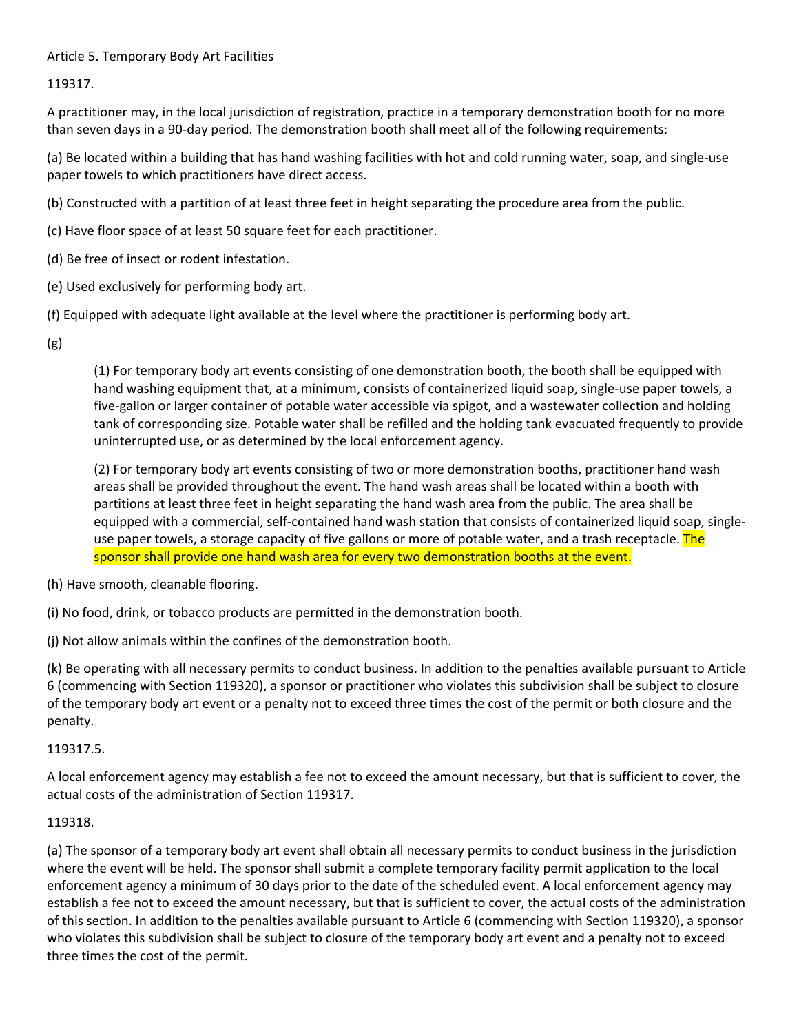Article 5. Temporary Body Art Facilities

119317.

A practitioner may, in the local jurisdiction of registration, practice in a temporary demonstration booth for no more than seven days in a 90-day period. The demonstration booth shall meet all of the following requirements:

(a) Be located within a building that has hand washing facilities with hot and cold running water, soap, and single-use paper towels to which practitioners have direct access.

(b) Constructed with a partition of at least three feet in height separating the procedure area from the public.

(c) Have floor space of at least 50 square feet for each practitioner.

(d) Be free of insect or rodent infestation.

(e) Used exclusively for performing body art.

(f) Equipped with adequate light available at the level where the practitioner is performing body art.

(g)

> (1) For temporary body art events consisting of one demonstration booth, the booth shall be equipped with hand washing equipment that, at a minimum, consists of containerized liquid soap, single-use paper towels, a five-gallon or larger container of potable water accessible via spigot, and a wastewater collection and holding tank of corresponding size. Potable water shall be refilled and the holding tank evacuated frequently to provide uninterrupted use, or as determined by the local enforcement agency.
>
> (2) For temporary body art events consisting of two or more demonstration booths, practitioner hand wash areas shall be provided throughout the event. The hand wash areas shall be located within a booth with partitions at least three feet in height separating the hand wash area from the public. The area shall be equipped with a commercial, self-contained hand wash station that consists of containerized liquid soap, single-use paper towels, a storage capacity of five gallons or more of potable water, and a trash receptacle. The sponsor shall provide one hand wash area for every two demonstration booths at the event.

(h) Have smooth, cleanable flooring.

(i) No food, drink, or tobacco products are permitted in the demonstration booth.

(j) Not allow animals within the confines of the demonstration booth.

(k) Be operating with all necessary permits to conduct business. In addition to the penalties available pursuant to Article 6 (commencing with Section 119320), a sponsor or practitioner who violates this subdivision shall be subject to closure of the temporary body art event or a penalty not to exceed three times the cost of the permit or both closure and the penalty.

119317.5.

A local enforcement agency may establish a fee not to exceed the amount necessary, but that is sufficient to cover, the actual costs of the administration of Section 119317.

119318.

(a) The sponsor of a temporary body art event shall obtain all necessary permits to conduct business in the jurisdiction where the event will be held. The sponsor shall submit a complete temporary facility permit application to the local enforcement agency a minimum of 30 days prior to the date of the scheduled event. A local enforcement agency may establish a fee not to exceed the amount necessary, but that is sufficient to cover, the actual costs of the administration of this section. In addition to the penalties available pursuant to Article 6 (commencing with Section 119320), a sponsor who violates this subdivision shall be subject to closure of the temporary body art event and a penalty not to exceed three times the cost of the permit.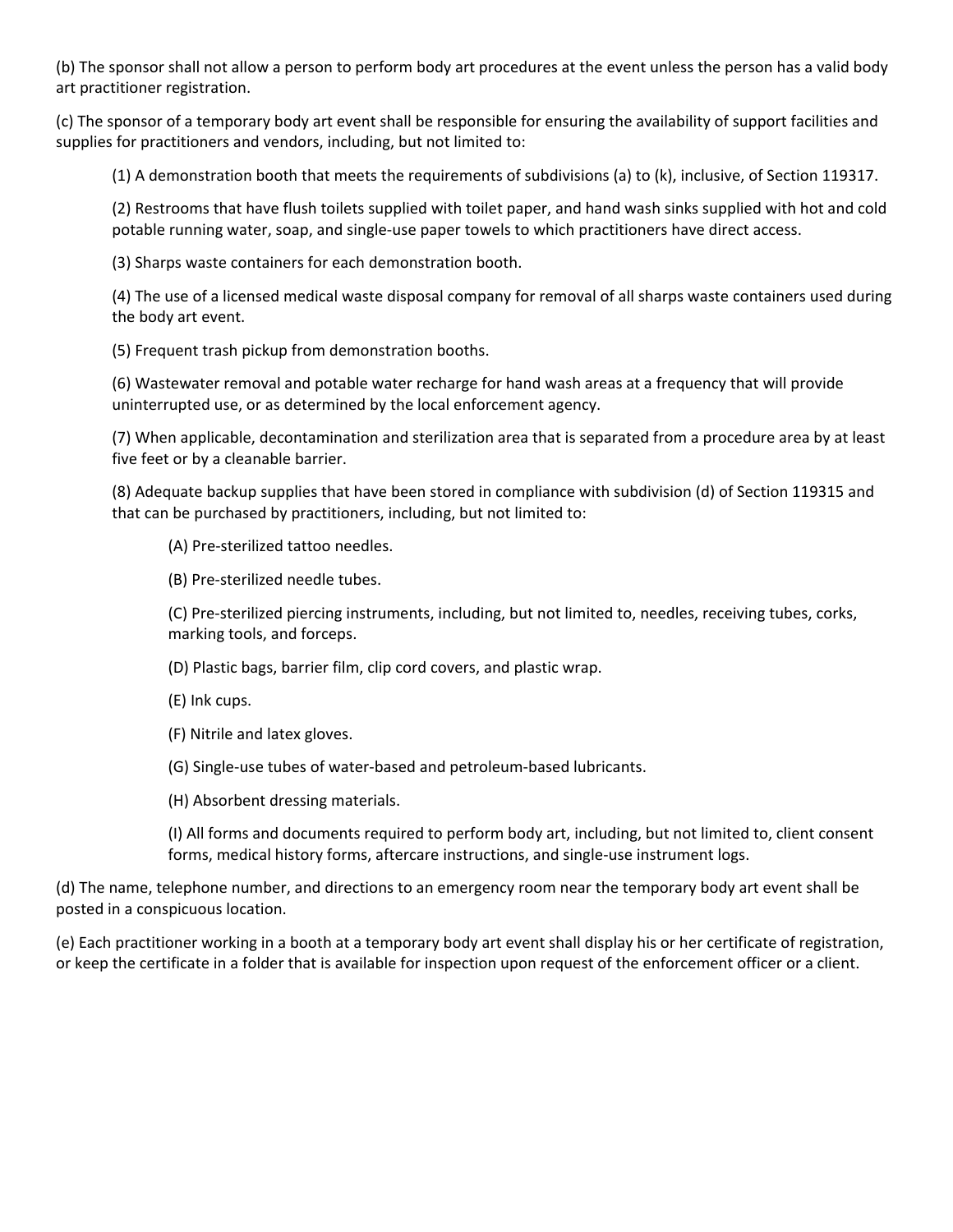(b) The sponsor shall not allow a person to perform body art procedures at the event unless the person has a valid body art practitioner registration.

(c) The sponsor of a temporary body art event shall be responsible for ensuring the availability of support facilities and supplies for practitioners and vendors, including, but not limited to:

> (1) A demonstration booth that meets the requirements of subdivisions (a) to (k), inclusive, of Section 119317.
>
> (2) Restrooms that have flush toilets supplied with toilet paper, and hand wash sinks supplied with hot and cold potable running water, soap, and single-use paper towels to which practitioners have direct access.
>
> (3) Sharps waste containers for each demonstration booth.
>
> (4) The use of a licensed medical waste disposal company for removal of all sharps waste containers used during the body art event.
>
> (5) Frequent trash pickup from demonstration booths.
>
> (6) Wastewater removal and potable water recharge for hand wash areas at a frequency that will provide uninterrupted use, or as determined by the local enforcement agency.
>
> (7) When applicable, decontamination and sterilization area that is separated from a procedure area by at least five feet or by a cleanable barrier.
>
> (8) Adequate backup supplies that have been stored in compliance with subdivision (d) of Section 119315 and that can be purchased by practitioners, including, but not limited to:
>
> > (A) Pre-sterilized tattoo needles.
> >
> > (B) Pre-sterilized needle tubes.
> >
> > (C) Pre-sterilized piercing instruments, including, but not limited to, needles, receiving tubes, corks, marking tools, and forceps.
> >
> > (D) Plastic bags, barrier film, clip cord covers, and plastic wrap.
> >
> > (E) Ink cups.
> >
> > (F) Nitrile and latex gloves.
> >
> > (G) Single-use tubes of water-based and petroleum-based lubricants.
> >
> > (H) Absorbent dressing materials.
> >
> > (I) All forms and documents required to perform body art, including, but not limited to, client consent forms, medical history forms, aftercare instructions, and single-use instrument logs.

(d) The name, telephone number, and directions to an emergency room near the temporary body art event shall be posted in a conspicuous location.

(e) Each practitioner working in a booth at a temporary body art event shall display his or her certificate of registration, or keep the certificate in a folder that is available for inspection upon request of the enforcement officer or a client.